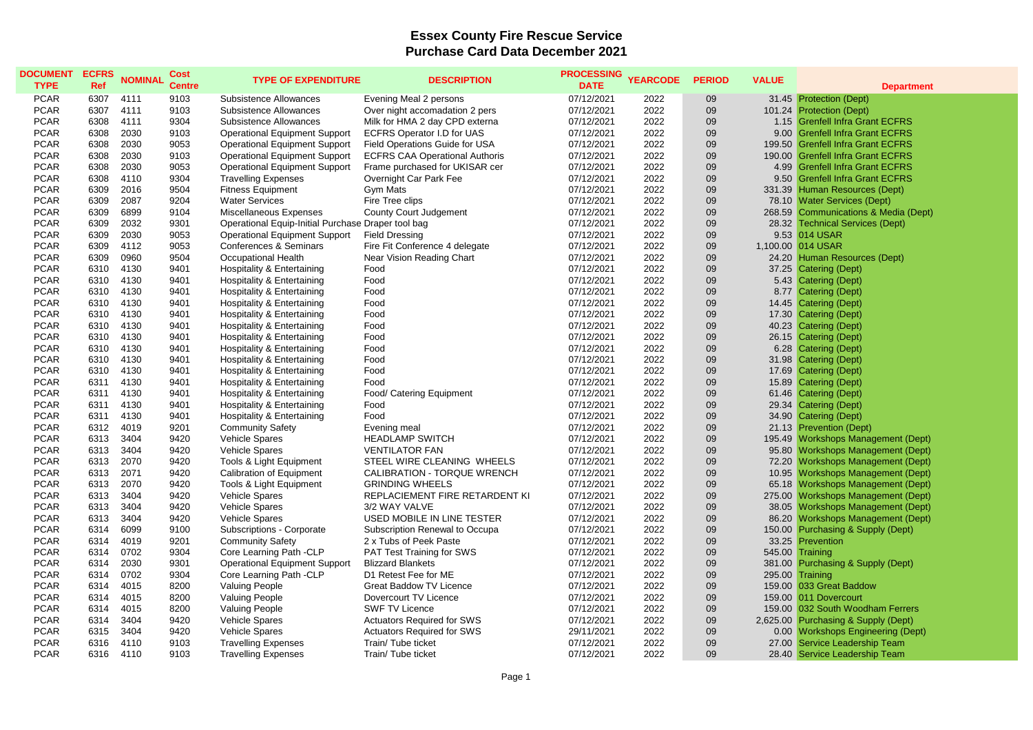# Essex County Fire Rescue Service
## Purchase Card Data December 2021

| DOCUMENT TYPE | ECFRS Ref | NOMINAL | Cost Centre | TYPE OF EXPENDITURE | DESCRIPTION | PROCESSING DATE | YEARCODE | PERIOD | VALUE | Department |
|---|---|---|---|---|---|---|---|---|---|---|
| PCAR | 6307 | 4111 | 9103 | Subsistence Allowances | Evening Meal 2 persons | 07/12/2021 | 2022 | 09 | 31.45 | Protection (Dept) |
| PCAR | 6307 | 4111 | 9103 | Subsistence Allowances | Over night accomadation 2 pers | 07/12/2021 | 2022 | 09 | 101.24 | Protection (Dept) |
| PCAR | 6308 | 4111 | 9304 | Subsistence Allowances | Milk for HMA 2 day CPD externa | 07/12/2021 | 2022 | 09 | 1.15 | Grenfell Infra Grant ECFRS |
| PCAR | 6308 | 2030 | 9103 | Operational Equipment Support | ECFRS Operator I.D for UAS | 07/12/2021 | 2022 | 09 | 9.00 | Grenfell Infra Grant ECFRS |
| PCAR | 6308 | 2030 | 9053 | Operational Equipment Support | Field Operations Guide for USA | 07/12/2021 | 2022 | 09 | 199.50 | Grenfell Infra Grant ECFRS |
| PCAR | 6308 | 2030 | 9103 | Operational Equipment Support | ECFRS CAA Operational Authoris | 07/12/2021 | 2022 | 09 | 190.00 | Grenfell Infra Grant ECFRS |
| PCAR | 6308 | 2030 | 9053 | Operational Equipment Support | Frame purchased for UKISAR cer | 07/12/2021 | 2022 | 09 | 4.99 | Grenfell Infra Grant ECFRS |
| PCAR | 6308 | 4110 | 9304 | Travelling Expenses | Overnight Car Park Fee | 07/12/2021 | 2022 | 09 | 9.50 | Grenfell Infra Grant ECFRS |
| PCAR | 6309 | 2016 | 9504 | Fitness Equipment | Gym Mats | 07/12/2021 | 2022 | 09 | 331.39 | Human Resources (Dept) |
| PCAR | 6309 | 2087 | 9204 | Water Services | Fire Tree clips | 07/12/2021 | 2022 | 09 | 78.10 | Water Services (Dept) |
| PCAR | 6309 | 6899 | 9104 | Miscellaneous Expenses | County Court Judgement | 07/12/2021 | 2022 | 09 | 268.59 | Communications & Media (Dept) |
| PCAR | 6309 | 2032 | 9301 | Operational Equip-Initial Purchase | Draper tool bag | 07/12/2021 | 2022 | 09 | 28.32 | Technical Services (Dept) |
| PCAR | 6309 | 2030 | 9053 | Operational Equipment Support | Field Dressing | 07/12/2021 | 2022 | 09 | 9.53 | 014 USAR |
| PCAR | 6309 | 4112 | 9053 | Conferences & Seminars | Fire Fit Conference 4 delegate | 07/12/2021 | 2022 | 09 | 1,100.00 | 014 USAR |
| PCAR | 6309 | 0960 | 9504 | Occupational Health | Near Vision Reading Chart | 07/12/2021 | 2022 | 09 | 24.20 | Human Resources (Dept) |
| PCAR | 6310 | 4130 | 9401 | Hospitality & Entertaining | Food | 07/12/2021 | 2022 | 09 | 37.25 | Catering (Dept) |
| PCAR | 6310 | 4130 | 9401 | Hospitality & Entertaining | Food | 07/12/2021 | 2022 | 09 | 5.43 | Catering (Dept) |
| PCAR | 6310 | 4130 | 9401 | Hospitality & Entertaining | Food | 07/12/2021 | 2022 | 09 | 8.77 | Catering (Dept) |
| PCAR | 6310 | 4130 | 9401 | Hospitality & Entertaining | Food | 07/12/2021 | 2022 | 09 | 14.45 | Catering (Dept) |
| PCAR | 6310 | 4130 | 9401 | Hospitality & Entertaining | Food | 07/12/2021 | 2022 | 09 | 17.30 | Catering (Dept) |
| PCAR | 6310 | 4130 | 9401 | Hospitality & Entertaining | Food | 07/12/2021 | 2022 | 09 | 40.23 | Catering (Dept) |
| PCAR | 6310 | 4130 | 9401 | Hospitality & Entertaining | Food | 07/12/2021 | 2022 | 09 | 26.15 | Catering (Dept) |
| PCAR | 6310 | 4130 | 9401 | Hospitality & Entertaining | Food | 07/12/2021 | 2022 | 09 | 6.28 | Catering (Dept) |
| PCAR | 6310 | 4130 | 9401 | Hospitality & Entertaining | Food | 07/12/2021 | 2022 | 09 | 31.98 | Catering (Dept) |
| PCAR | 6310 | 4130 | 9401 | Hospitality & Entertaining | Food | 07/12/2021 | 2022 | 09 | 17.69 | Catering (Dept) |
| PCAR | 6311 | 4130 | 9401 | Hospitality & Entertaining | Food | 07/12/2021 | 2022 | 09 | 15.89 | Catering (Dept) |
| PCAR | 6311 | 4130 | 9401 | Hospitality & Entertaining | Food/ Catering Equipment | 07/12/2021 | 2022 | 09 | 61.46 | Catering (Dept) |
| PCAR | 6311 | 4130 | 9401 | Hospitality & Entertaining | Food | 07/12/2021 | 2022 | 09 | 29.34 | Catering (Dept) |
| PCAR | 6311 | 4130 | 9401 | Hospitality & Entertaining | Food | 07/12/2021 | 2022 | 09 | 34.90 | Catering (Dept) |
| PCAR | 6312 | 4019 | 9201 | Community Safety | Evening meal | 07/12/2021 | 2022 | 09 | 21.13 | Prevention (Dept) |
| PCAR | 6313 | 3404 | 9420 | Vehicle Spares | HEADLAMP SWITCH | 07/12/2021 | 2022 | 09 | 195.49 | Workshops Management (Dept) |
| PCAR | 6313 | 3404 | 9420 | Vehicle Spares | VENTILATOR FAN | 07/12/2021 | 2022 | 09 | 95.80 | Workshops Management (Dept) |
| PCAR | 6313 | 2070 | 9420 | Tools & Light Equipment | STEEL WIRE CLEANING WHEELS | 07/12/2021 | 2022 | 09 | 72.20 | Workshops Management (Dept) |
| PCAR | 6313 | 2071 | 9420 | Calibration of Equipment | CALIBRATION - TORQUE WRENCH | 07/12/2021 | 2022 | 09 | 10.95 | Workshops Management (Dept) |
| PCAR | 6313 | 2070 | 9420 | Tools & Light Equipment | GRINDING WHEELS | 07/12/2021 | 2022 | 09 | 65.18 | Workshops Management (Dept) |
| PCAR | 6313 | 3404 | 9420 | Vehicle Spares | REPLACIEMENT FIRE RETARDENT KI | 07/12/2021 | 2022 | 09 | 275.00 | Workshops Management (Dept) |
| PCAR | 6313 | 3404 | 9420 | Vehicle Spares | 3/2 WAY VALVE | 07/12/2021 | 2022 | 09 | 38.05 | Workshops Management (Dept) |
| PCAR | 6313 | 3404 | 9420 | Vehicle Spares | USED MOBILE IN LINE TESTER | 07/12/2021 | 2022 | 09 | 86.20 | Workshops Management (Dept) |
| PCAR | 6314 | 6099 | 9100 | Subscriptions - Corporate | Subscription Renewal to Occupa | 07/12/2021 | 2022 | 09 | 150.00 | Purchasing & Supply (Dept) |
| PCAR | 6314 | 4019 | 9201 | Community Safety | 2 x Tubs of Peek Paste | 07/12/2021 | 2022 | 09 | 33.25 | Prevention |
| PCAR | 6314 | 0702 | 9304 | Core Learning Path -CLP | PAT Test Training for SWS | 07/12/2021 | 2022 | 09 | 545.00 | Training |
| PCAR | 6314 | 2030 | 9301 | Operational Equipment Support | Blizzard Blankets | 07/12/2021 | 2022 | 09 | 381.00 | Purchasing & Supply (Dept) |
| PCAR | 6314 | 0702 | 9304 | Core Learning Path -CLP | D1 Retest Fee for ME | 07/12/2021 | 2022 | 09 | 295.00 | Training |
| PCAR | 6314 | 4015 | 8200 | Valuing People | Great Baddow TV Licence | 07/12/2021 | 2022 | 09 | 159.00 | 033 Great Baddow |
| PCAR | 6314 | 4015 | 8200 | Valuing People | Dovercourt TV Licence | 07/12/2021 | 2022 | 09 | 159.00 | 011 Dovercourt |
| PCAR | 6314 | 4015 | 8200 | Valuing People | SWF TV Licence | 07/12/2021 | 2022 | 09 | 159.00 | 032 South Woodham Ferrers |
| PCAR | 6314 | 3404 | 9420 | Vehicle Spares | Actuators Required for SWS | 07/12/2021 | 2022 | 09 | 2,625.00 | Purchasing & Supply (Dept) |
| PCAR | 6315 | 3404 | 9420 | Vehicle Spares | Actuators Required for SWS | 29/11/2021 | 2022 | 09 | 0.00 | Workshops Engineering (Dept) |
| PCAR | 6316 | 4110 | 9103 | Travelling Expenses | Train/ Tube ticket | 07/12/2021 | 2022 | 09 | 27.00 | Service Leadership Team |
| PCAR | 6316 | 4110 | 9103 | Travelling Expenses | Train/ Tube ticket | 07/12/2021 | 2022 | 09 | 28.40 | Service Leadership Team |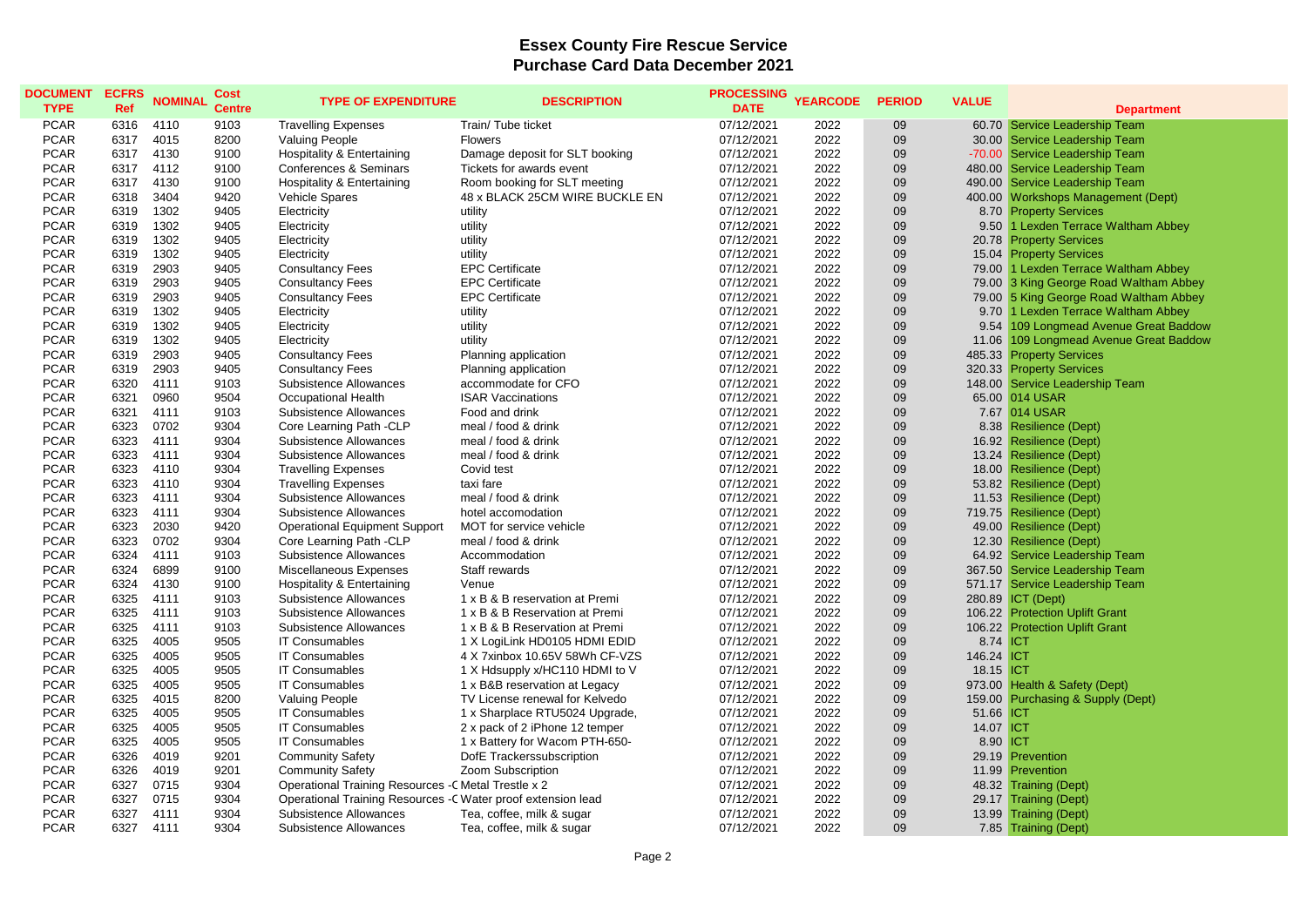# Essex County Fire Rescue Service
## Purchase Card Data December 2021

| DOCUMENT TYPE | ECFRS Ref | NOMINAL | Cost Centre | TYPE OF EXPENDITURE | DESCRIPTION | PROCESSING DATE | YEARCODE | PERIOD | VALUE | Department |
|---|---|---|---|---|---|---|---|---|---|---|
| PCAR | 6316 | 4110 | 9103 | Travelling Expenses | Train/ Tube ticket | 07/12/2021 | 2022 | 09 | 60.70 | Service Leadership Team |
| PCAR | 6317 | 4015 | 8200 | Valuing People | Flowers | 07/12/2021 | 2022 | 09 | 30.00 | Service Leadership Team |
| PCAR | 6317 | 4130 | 9100 | Hospitality & Entertaining | Damage deposit for SLT booking | 07/12/2021 | 2022 | 09 | -70.00 | Service Leadership Team |
| PCAR | 6317 | 4112 | 9100 | Conferences & Seminars | Tickets for awards event | 07/12/2021 | 2022 | 09 | 480.00 | Service Leadership Team |
| PCAR | 6317 | 4130 | 9100 | Hospitality & Entertaining | Room booking for SLT meeting | 07/12/2021 | 2022 | 09 | 490.00 | Service Leadership Team |
| PCAR | 6318 | 3404 | 9420 | Vehicle Spares | 48 x BLACK 25CM WIRE BUCKLE EN | 07/12/2021 | 2022 | 09 | 400.00 | Workshops Management (Dept) |
| PCAR | 6319 | 1302 | 9405 | Electricity | utility | 07/12/2021 | 2022 | 09 | 8.70 | Property Services |
| PCAR | 6319 | 1302 | 9405 | Electricity | utility | 07/12/2021 | 2022 | 09 | 9.50 | 1 Lexden Terrace Waltham Abbey |
| PCAR | 6319 | 1302 | 9405 | Electricity | utility | 07/12/2021 | 2022 | 09 | 20.78 | Property Services |
| PCAR | 6319 | 1302 | 9405 | Electricity | utility | 07/12/2021 | 2022 | 09 | 15.04 | Property Services |
| PCAR | 6319 | 2903 | 9405 | Consultancy Fees | EPC Certificate | 07/12/2021 | 2022 | 09 | 79.00 | 1 Lexden Terrace Waltham Abbey |
| PCAR | 6319 | 2903 | 9405 | Consultancy Fees | EPC Certificate | 07/12/2021 | 2022 | 09 | 79.00 | 3 King George Road Waltham Abbey |
| PCAR | 6319 | 2903 | 9405 | Consultancy Fees | EPC Certificate | 07/12/2021 | 2022 | 09 | 79.00 | 5 King George Road Waltham Abbey |
| PCAR | 6319 | 1302 | 9405 | Electricity | utility | 07/12/2021 | 2022 | 09 | 9.70 | 1 Lexden Terrace Waltham Abbey |
| PCAR | 6319 | 1302 | 9405 | Electricity | utility | 07/12/2021 | 2022 | 09 | 9.54 | 109 Longmead Avenue Great Baddow |
| PCAR | 6319 | 1302 | 9405 | Electricity | utility | 07/12/2021 | 2022 | 09 | 11.06 | 109 Longmead Avenue Great Baddow |
| PCAR | 6319 | 2903 | 9405 | Consultancy Fees | Planning application | 07/12/2021 | 2022 | 09 | 485.33 | Property Services |
| PCAR | 6319 | 2903 | 9405 | Consultancy Fees | Planning application | 07/12/2021 | 2022 | 09 | 320.33 | Property Services |
| PCAR | 6320 | 4111 | 9103 | Subsistence Allowances | accommodate for CFO | 07/12/2021 | 2022 | 09 | 148.00 | Service Leadership Team |
| PCAR | 6321 | 0960 | 9504 | Occupational Health | ISAR Vaccinations | 07/12/2021 | 2022 | 09 | 65.00 | 014 USAR |
| PCAR | 6321 | 4111 | 9103 | Subsistence Allowances | Food and drink | 07/12/2021 | 2022 | 09 | 7.67 | 014 USAR |
| PCAR | 6323 | 0702 | 9304 | Core Learning Path -CLP | meal / food & drink | 07/12/2021 | 2022 | 09 | 8.38 | Resilience (Dept) |
| PCAR | 6323 | 4111 | 9304 | Subsistence Allowances | meal / food & drink | 07/12/2021 | 2022 | 09 | 16.92 | Resilience (Dept) |
| PCAR | 6323 | 4111 | 9304 | Subsistence Allowances | meal / food & drink | 07/12/2021 | 2022 | 09 | 13.24 | Resilience (Dept) |
| PCAR | 6323 | 4110 | 9304 | Travelling Expenses | Covid test | 07/12/2021 | 2022 | 09 | 18.00 | Resilience (Dept) |
| PCAR | 6323 | 4110 | 9304 | Travelling Expenses | taxi fare | 07/12/2021 | 2022 | 09 | 53.82 | Resilience (Dept) |
| PCAR | 6323 | 4111 | 9304 | Subsistence Allowances | meal / food & drink | 07/12/2021 | 2022 | 09 | 11.53 | Resilience (Dept) |
| PCAR | 6323 | 4111 | 9304 | Subsistence Allowances | hotel accomodation | 07/12/2021 | 2022 | 09 | 719.75 | Resilience (Dept) |
| PCAR | 6323 | 2030 | 9420 | Operational Equipment Support | MOT for service vehicle | 07/12/2021 | 2022 | 09 | 49.00 | Resilience (Dept) |
| PCAR | 6323 | 0702 | 9304 | Core Learning Path -CLP | meal / food & drink | 07/12/2021 | 2022 | 09 | 12.30 | Resilience (Dept) |
| PCAR | 6324 | 4111 | 9103 | Subsistence Allowances | Accommodation | 07/12/2021 | 2022 | 09 | 64.92 | Service Leadership Team |
| PCAR | 6324 | 6899 | 9100 | Miscellaneous Expenses | Staff rewards | 07/12/2021 | 2022 | 09 | 367.50 | Service Leadership Team |
| PCAR | 6324 | 4130 | 9100 | Hospitality & Entertaining | Venue | 07/12/2021 | 2022 | 09 | 571.17 | Service Leadership Team |
| PCAR | 6325 | 4111 | 9103 | Subsistence Allowances | 1 x B & B reservation at Premi | 07/12/2021 | 2022 | 09 | 280.89 | ICT (Dept) |
| PCAR | 6325 | 4111 | 9103 | Subsistence Allowances | 1 x B & B Reservation at Premi | 07/12/2021 | 2022 | 09 | 106.22 | Protection Uplift Grant |
| PCAR | 6325 | 4111 | 9103 | Subsistence Allowances | 1 x B & B Reservation at Premi | 07/12/2021 | 2022 | 09 | 106.22 | Protection Uplift Grant |
| PCAR | 6325 | 4005 | 9505 | IT Consumables | 1 X LogiLink HD0105 HDMI EDID | 07/12/2021 | 2022 | 09 | 8.74 | ICT |
| PCAR | 6325 | 4005 | 9505 | IT Consumables | 4 X 7xinbox 10.65V 58Wh CF-VZS | 07/12/2021 | 2022 | 09 | 146.24 | ICT |
| PCAR | 6325 | 4005 | 9505 | IT Consumables | 1 X Hdsupply x/HC110 HDMI to V | 07/12/2021 | 2022 | 09 | 18.15 | ICT |
| PCAR | 6325 | 4005 | 9505 | IT Consumables | 1 x B&B reservation at Legacy | 07/12/2021 | 2022 | 09 | 973.00 | Health & Safety (Dept) |
| PCAR | 6325 | 4015 | 8200 | Valuing People | TV License renewal for Kelvedo | 07/12/2021 | 2022 | 09 | 159.00 | Purchasing & Supply (Dept) |
| PCAR | 6325 | 4005 | 9505 | IT Consumables | 1 x Sharplace RTU5024 Upgrade, | 07/12/2021 | 2022 | 09 | 51.66 | ICT |
| PCAR | 6325 | 4005 | 9505 | IT Consumables | 2 x pack of 2 iPhone 12 temper | 07/12/2021 | 2022 | 09 | 14.07 | ICT |
| PCAR | 6325 | 4005 | 9505 | IT Consumables | 1 x Battery for Wacom PTH-650- | 07/12/2021 | 2022 | 09 | 8.90 | ICT |
| PCAR | 6326 | 4019 | 9201 | Community Safety | DofE Trackerssubscription | 07/12/2021 | 2022 | 09 | 29.19 | Prevention |
| PCAR | 6326 | 4019 | 9201 | Community Safety | Zoom Subscription | 07/12/2021 | 2022 | 09 | 11.99 | Prevention |
| PCAR | 6327 | 0715 | 9304 | Operational Training Resources -C | Metal Trestle x 2 | 07/12/2021 | 2022 | 09 | 48.32 | Training (Dept) |
| PCAR | 6327 | 0715 | 9304 | Operational Training Resources -C | Water proof extension lead | 07/12/2021 | 2022 | 09 | 29.17 | Training (Dept) |
| PCAR | 6327 | 4111 | 9304 | Subsistence Allowances | Tea, coffee, milk & sugar | 07/12/2021 | 2022 | 09 | 13.99 | Training (Dept) |
| PCAR | 6327 | 4111 | 9304 | Subsistence Allowances | Tea, coffee, milk & sugar | 07/12/2021 | 2022 | 09 | 7.85 | Training (Dept) |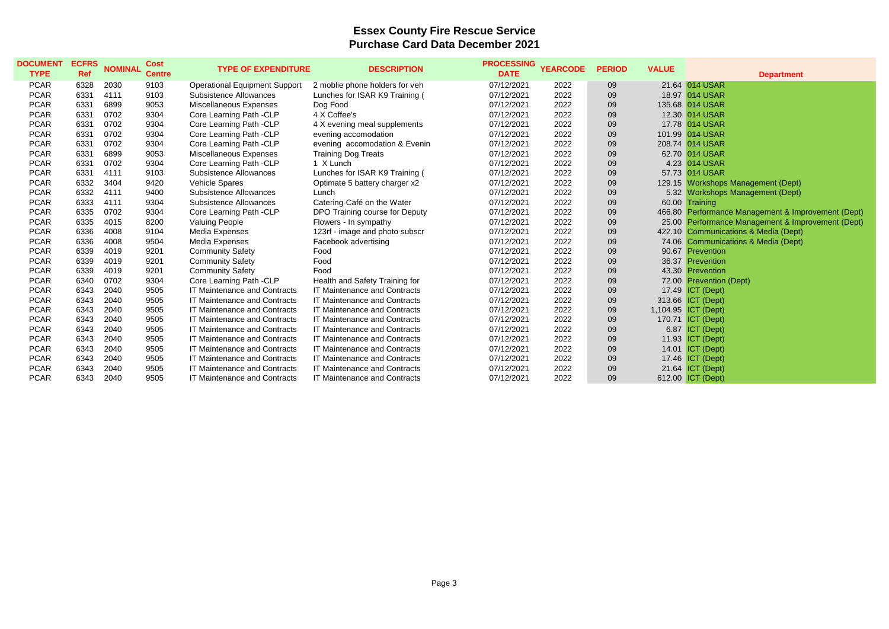# Essex County Fire Rescue Service
## Purchase Card Data December 2021

| DOCUMENT TYPE | ECFRS Ref | NOMINAL | Cost Centre | TYPE OF EXPENDITURE | DESCRIPTION | PROCESSING DATE | YEARCODE | PERIOD | VALUE | Department |
|---|---|---|---|---|---|---|---|---|---|---|
| PCAR | 6328 | 2030 | 9103 | Operational Equipment Support | 2 moblie phone holders for veh | 07/12/2021 | 2022 | 09 | 21.64 | 014 USAR |
| PCAR | 6331 | 4111 | 9103 | Subsistence Allowances | Lunches for ISAR K9 Training ( | 07/12/2021 | 2022 | 09 | 18.97 | 014 USAR |
| PCAR | 6331 | 6899 | 9053 | Miscellaneous Expenses | Dog Food | 07/12/2021 | 2022 | 09 | 135.68 | 014 USAR |
| PCAR | 6331 | 0702 | 9304 | Core Learning Path -CLP | 4 X Coffee's | 07/12/2021 | 2022 | 09 | 12.30 | 014 USAR |
| PCAR | 6331 | 0702 | 9304 | Core Learning Path -CLP | 4 X evening meal supplements | 07/12/2021 | 2022 | 09 | 17.78 | 014 USAR |
| PCAR | 6331 | 0702 | 9304 | Core Learning Path -CLP | evening accomodation | 07/12/2021 | 2022 | 09 | 101.99 | 014 USAR |
| PCAR | 6331 | 0702 | 9304 | Core Learning Path -CLP | evening accomodation & Evenin | 07/12/2021 | 2022 | 09 | 208.74 | 014 USAR |
| PCAR | 6331 | 6899 | 9053 | Miscellaneous Expenses | Training Dog Treats | 07/12/2021 | 2022 | 09 | 62.70 | 014 USAR |
| PCAR | 6331 | 0702 | 9304 | Core Learning Path -CLP | 1 X Lunch | 07/12/2021 | 2022 | 09 | 4.23 | 014 USAR |
| PCAR | 6331 | 4111 | 9103 | Subsistence Allowances | Lunches for ISAR K9 Training ( | 07/12/2021 | 2022 | 09 | 57.73 | 014 USAR |
| PCAR | 6332 | 3404 | 9420 | Vehicle Spares | Optimate 5 battery charger x2 | 07/12/2021 | 2022 | 09 | 129.15 | Workshops Management (Dept) |
| PCAR | 6332 | 4111 | 9400 | Subsistence Allowances | Lunch | 07/12/2021 | 2022 | 09 | 5.32 | Workshops Management (Dept) |
| PCAR | 6333 | 4111 | 9304 | Subsistence Allowances | Catering-Café on the Water | 07/12/2021 | 2022 | 09 | 60.00 | Training |
| PCAR | 6335 | 0702 | 9304 | Core Learning Path -CLP | DPO Training course for Deputy | 07/12/2021 | 2022 | 09 | 466.80 | Performance Management & Improvement (Dept) |
| PCAR | 6335 | 4015 | 8200 | Valuing People | Flowers - In sympathy | 07/12/2021 | 2022 | 09 | 25.00 | Performance Management & Improvement (Dept) |
| PCAR | 6336 | 4008 | 9104 | Media Expenses | 123rf - image and photo subscr | 07/12/2021 | 2022 | 09 | 422.10 | Communications & Media (Dept) |
| PCAR | 6336 | 4008 | 9504 | Media Expenses | Facebook advertising | 07/12/2021 | 2022 | 09 | 74.06 | Communications & Media (Dept) |
| PCAR | 6339 | 4019 | 9201 | Community Safety | Food | 07/12/2021 | 2022 | 09 | 90.67 | Prevention |
| PCAR | 6339 | 4019 | 9201 | Community Safety | Food | 07/12/2021 | 2022 | 09 | 36.37 | Prevention |
| PCAR | 6339 | 4019 | 9201 | Community Safety | Food | 07/12/2021 | 2022 | 09 | 43.30 | Prevention |
| PCAR | 6340 | 0702 | 9304 | Core Learning Path -CLP | Health and Safety Training for | 07/12/2021 | 2022 | 09 | 72.00 | Prevention (Dept) |
| PCAR | 6343 | 2040 | 9505 | IT Maintenance and Contracts | IT Maintenance and Contracts | 07/12/2021 | 2022 | 09 | 17.49 | ICT (Dept) |
| PCAR | 6343 | 2040 | 9505 | IT Maintenance and Contracts | IT Maintenance and Contracts | 07/12/2021 | 2022 | 09 | 313.66 | ICT (Dept) |
| PCAR | 6343 | 2040 | 9505 | IT Maintenance and Contracts | IT Maintenance and Contracts | 07/12/2021 | 2022 | 09 | 1,104.95 | ICT (Dept) |
| PCAR | 6343 | 2040 | 9505 | IT Maintenance and Contracts | IT Maintenance and Contracts | 07/12/2021 | 2022 | 09 | 170.71 | ICT (Dept) |
| PCAR | 6343 | 2040 | 9505 | IT Maintenance and Contracts | IT Maintenance and Contracts | 07/12/2021 | 2022 | 09 | 6.87 | ICT (Dept) |
| PCAR | 6343 | 2040 | 9505 | IT Maintenance and Contracts | IT Maintenance and Contracts | 07/12/2021 | 2022 | 09 | 11.93 | ICT (Dept) |
| PCAR | 6343 | 2040 | 9505 | IT Maintenance and Contracts | IT Maintenance and Contracts | 07/12/2021 | 2022 | 09 | 14.01 | ICT (Dept) |
| PCAR | 6343 | 2040 | 9505 | IT Maintenance and Contracts | IT Maintenance and Contracts | 07/12/2021 | 2022 | 09 | 17.46 | ICT (Dept) |
| PCAR | 6343 | 2040 | 9505 | IT Maintenance and Contracts | IT Maintenance and Contracts | 07/12/2021 | 2022 | 09 | 21.64 | ICT (Dept) |
| PCAR | 6343 | 2040 | 9505 | IT Maintenance and Contracts | IT Maintenance and Contracts | 07/12/2021 | 2022 | 09 | 612.00 | ICT (Dept) |